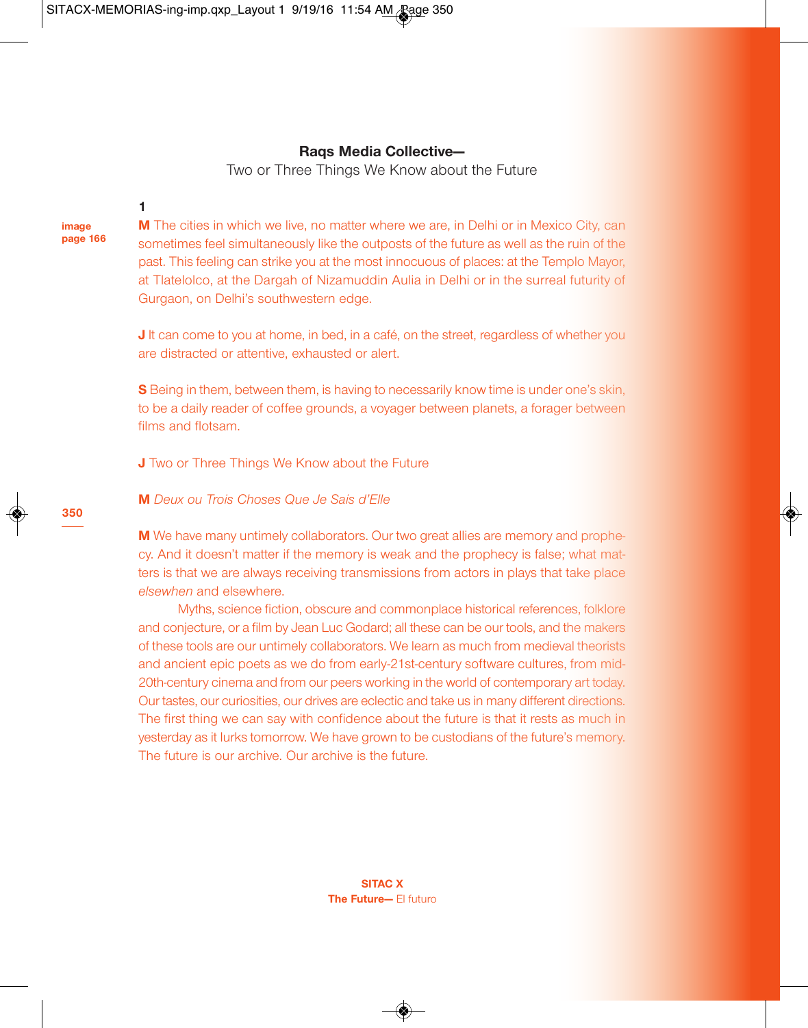# Raqs Media Collective—

## Two or Three Things We Know about the Future

**1**

image page 166

**M** The cities in which we live, no matter where we are, in Delhi or in Mexico City, can sometimes feel simultaneously like the outposts of the future as well as the ruin of the past. This feeling can strike you at the most innocuous of places: at the Templo Mayor, at Tlatelolco, at the Dargah of Nizamuddin Aulia in Delhi or in the surreal futurity of Gurgaon, on Delhi's southwestern edge.

**J** It can come to you at home, in bed, in a café, on the street, regardless of whether you are distracted or attentive, exhausted or alert.

**S** Being in them, between them, is having to necessarily know time is under one's skin, to be a daily reader of coffee grounds, a voyager between planets, a forager between films and flotsam.

**J** Two or Three Things We Know about the Future

**M** *Deux ou Trois Choses Que Je Sais d'Elle*

**M** We have many untimely collaborators. Our two great allies are memory and prophecy. And it doesn't matter if the memory is weak and the prophecy is false; what matters is that we are always receiving transmissions from actors in plays that take place *elsewhen* and elsewhere.

Myths, science fiction, obscure and commonplace historical references, folklore and conjecture, or a film by Jean Luc Godard; all these can be our tools, and the makers of these tools are our untimely collaborators. We learn as much from medieval theorists and ancient epic poets as we do from early-21st-century software cultures, from mid-20th-century cinema and from our peers working in the world of contemporary art today. Our tastes, our curiosities, our drives are eclectic and take us in many different directions. The first thing we can say with confidence about the future is that it rests as much in yesterday as it lurks tomorrow. We have grown to be custodians of the future's memory. The future is our archive. Our archive is the future.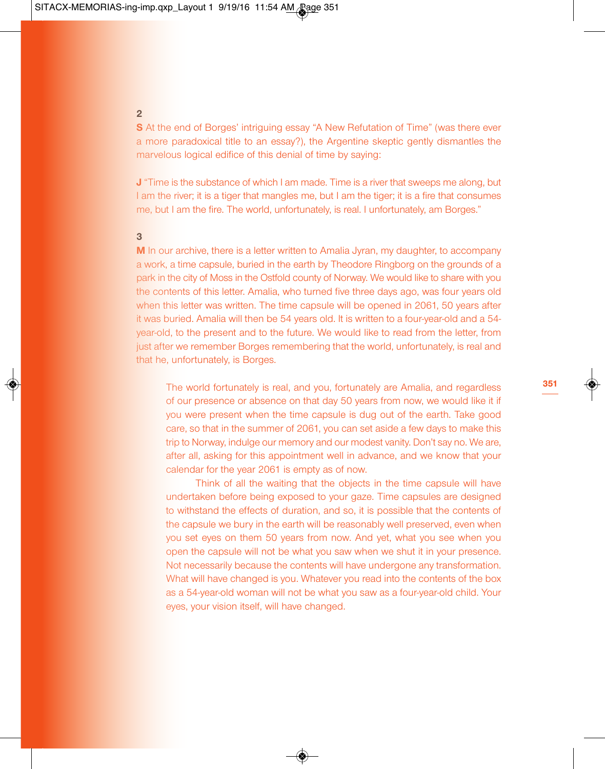**2**

**S** At the end of Borges' intriguing essay "A New Refutation of Time" (was there ever a more paradoxical title to an essay?), the Argentine skeptic gently dismantles the marvelous logical edifice of this denial of time by saying:

**J** "Time is the substance of which I am made. Time is a river that sweeps me along, but I am the river; it is a tiger that mangles me, but I am the tiger; it is a fire that consumes me, but I am the fire. The world, unfortunately, is real. I unfortunately, am Borges."

**3**

**M** In our archive, there is a letter written to Amalia Jyran, my daughter, to accompany a work, a time capsule, buried in the earth by Theodore Ringborg on the grounds of a park in the city of Moss in the Ostfold county of Norway. We would like to share with you the contents of this letter. Amalia, who turned five three days ago, was four years old when this letter was written. The time capsule will be opened in 2061, 50 years after it was buried. Amalia will then be 54 years old. It is written to a four-year-old and a 54-year-old, to the present and to the future. We would like to read from the letter, from just after we remember Borges remembering that the world, unfortunately, is real and that he, unfortunately, is Borges.

> The world fortunately is real, and you, fortunately are Amalia, and regardless of our presence or absence on that day 50 years from now, we would like it if you were present when the time capsule is dug out of the earth. Take good care, so that in the summer of 2061, you can set aside a few days to make this trip to Norway, indulge our memory and our modest vanity. Don't say no. We are, after all, asking for this appointment well in advance, and we know that your calendar for the year 2061 is empty as of now.
>
> Think of all the waiting that the objects in the time capsule will have undertaken before being exposed to your gaze. Time capsules are designed to withstand the effects of duration, and so, it is possible that the contents of the capsule we bury in the earth will be reasonably well preserved, even when you set eyes on them 50 years from now. And yet, what you see when you open the capsule will not be what you saw when we shut it in your presence. Not necessarily because the contents will have undergone any transformation. What will have changed is you. Whatever you read into the contents of the box as a 54-year-old woman will not be what you saw as a four-year-old child. Your eyes, your vision itself, will have changed.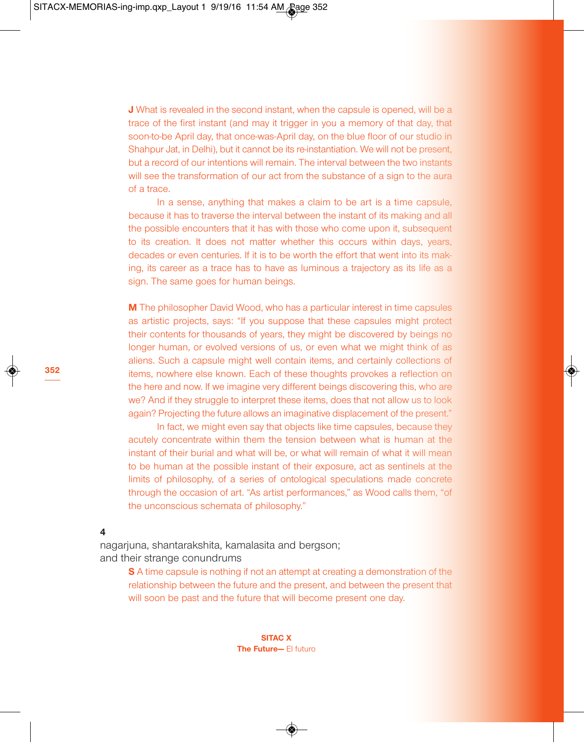**J** What is revealed in the second instant, when the capsule is opened, will be a trace of the first instant (and may it trigger in you a memory of that day, that soon-to-be April day, that once-was-April day, on the blue floor of our studio in Shahpur Jat, in Delhi), but it cannot be its re-instantiation. We will not be present, but a record of our intentions will remain. The interval between the two instants will see the transformation of our act from the substance of a sign to the aura of a trace.

In a sense, anything that makes a claim to be art is a time capsule, because it has to traverse the interval between the instant of its making and all the possible encounters that it has with those who come upon it, subsequent to its creation. It does not matter whether this occurs within days, years, decades or even centuries. If it is to be worth the effort that went into its making, its career as a trace has to have as luminous a trajectory as its life as a sign. The same goes for human beings.

**M** The philosopher David Wood, who has a particular interest in time capsules as artistic projects, says: "If you suppose that these capsules might protect their contents for thousands of years, they might be discovered by beings no longer human, or evolved versions of us, or even what we might think of as aliens. Such a capsule might well contain items, and certainly collections of items, nowhere else known. Each of these thoughts provokes a reflection on the here and now. If we imagine very different beings discovering this, who are we? And if they struggle to interpret these items, does that not allow us to look again? Projecting the future allows an imaginative displacement of the present."

In fact, we might even say that objects like time capsules, because they acutely concentrate within them the tension between what is human at the instant of their burial and what will be, or what will remain of what it will mean to be human at the possible instant of their exposure, act as sentinels at the limits of philosophy, of a series of ontological speculations made concrete through the occasion of art. "As artist performances," as Wood calls them, "of the unconscious schemata of philosophy."

## 4
## nagarjuna, shantarakshita, kamalasita and bergson; and their strange conundrums

**S** A time capsule is nothing if not an attempt at creating a demonstration of the relationship between the future and the present, and between the present that will soon be past and the future that will become present one day.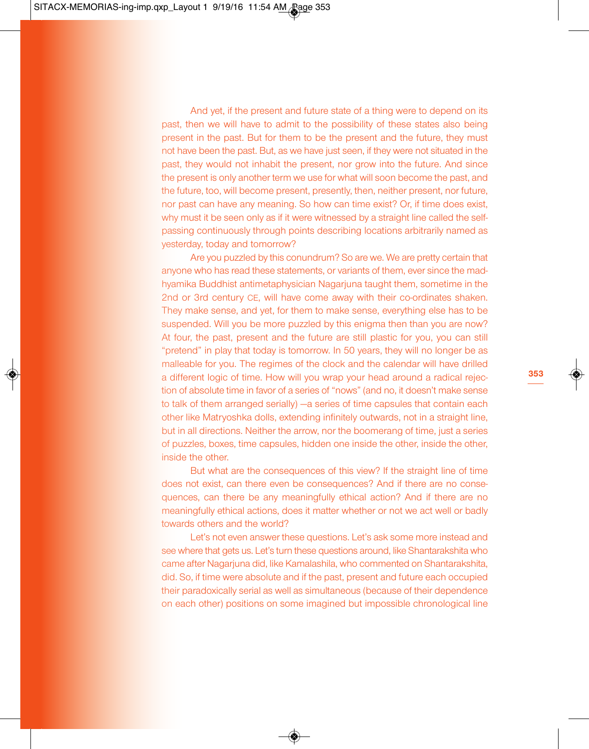And yet, if the present and future state of a thing were to depend on its past, then we will have to admit to the possibility of these states also being present in the past. But for them to be the present and the future, they must not have been the past. But, as we have just seen, if they were not situated in the past, they would not inhabit the present, nor grow into the future. And since the present is only another term we use for what will soon become the past, and the future, too, will become present, presently, then, neither present, nor future, nor past can have any meaning. So how can time exist? Or, if time does exist, why must it be seen only as if it were witnessed by a straight line called the self-passing continuously through points describing locations arbitrarily named as yesterday, today and tomorrow?

Are you puzzled by this conundrum? So are we. We are pretty certain that anyone who has read these statements, or variants of them, ever since the madhyamika Buddhist antimetaphysician Nagarjuna taught them, sometime in the 2nd or 3rd century CE, will have come away with their co-ordinates shaken. They make sense, and yet, for them to make sense, everything else has to be suspended. Will you be more puzzled by this enigma then than you are now? At four, the past, present and the future are still plastic for you, you can still "pretend" in play that today is tomorrow. In 50 years, they will no longer be as malleable for you. The regimes of the clock and the calendar will have drilled a different logic of time. How will you wrap your head around a radical rejection of absolute time in favor of a series of "nows" (and no, it doesn't make sense to talk of them arranged serially) —a series of time capsules that contain each other like Matryoshka dolls, extending infinitely outwards, not in a straight line, but in all directions. Neither the arrow, nor the boomerang of time, just a series of puzzles, boxes, time capsules, hidden one inside the other, inside the other, inside the other.

But what are the consequences of this view? If the straight line of time does not exist, can there even be consequences? And if there are no consequences, can there be any meaningfully ethical action? And if there are no meaningfully ethical actions, does it matter whether or not we act well or badly towards others and the world?

Let's not even answer these questions. Let's ask some more instead and see where that gets us. Let's turn these questions around, like Shantarakshita who came after Nagarjuna did, like Kamalashila, who commented on Shantarakshita, did. So, if time were absolute and if the past, present and future each occupied their paradoxically serial as well as simultaneous (because of their dependence on each other) positions on some imagined but impossible chronological line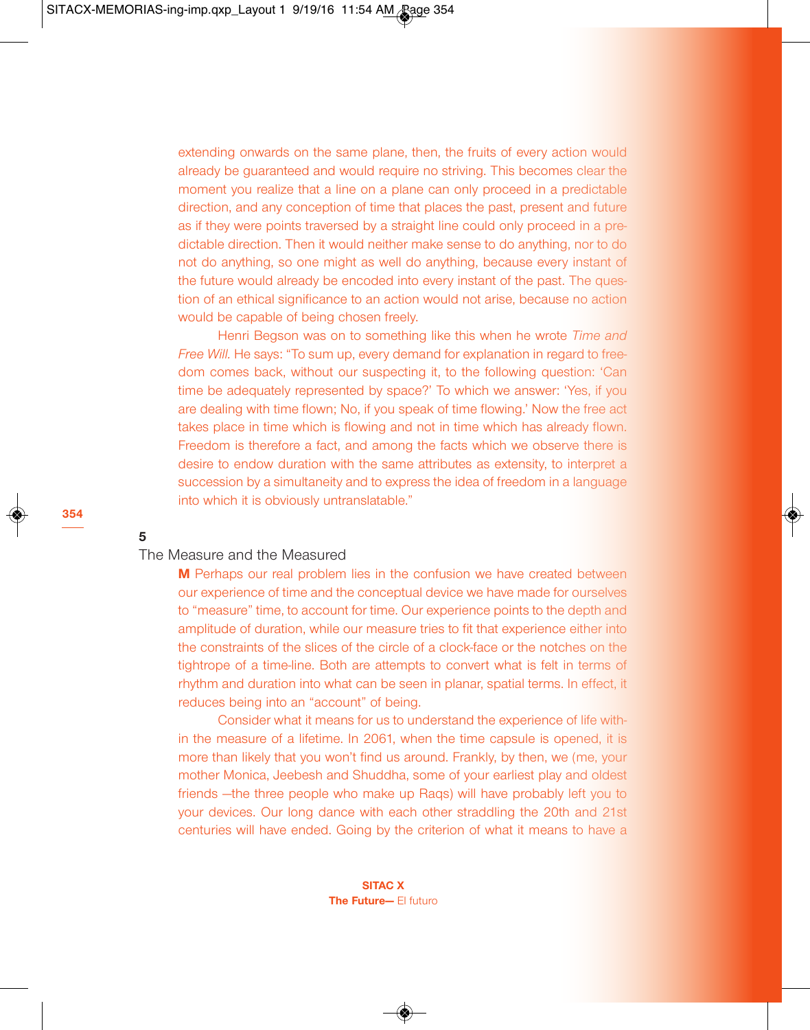extending onwards on the same plane, then, the fruits of every action would already be guaranteed and would require no striving. This becomes clear the moment you realize that a line on a plane can only proceed in a predictable direction, and any conception of time that places the past, present and future as if they were points traversed by a straight line could only proceed in a predictable direction. Then it would neither make sense to do anything, nor to do not do anything, so one might as well do anything, because every instant of the future would already be encoded into every instant of the past. The question of an ethical significance to an action would not arise, because no action would be capable of being chosen freely.

Henri Begson was on to something like this when he wrote *Time and Free Will*. He says: "To sum up, every demand for explanation in regard to freedom comes back, without our suspecting it, to the following question: 'Can time be adequately represented by space?' To which we answer: 'Yes, if you are dealing with time flown; No, if you speak of time flowing.' Now the free act takes place in time which is flowing and not in time which has already flown. Freedom is therefore a fact, and among the facts which we observe there is desire to endow duration with the same attributes as extensity, to interpret a succession by a simultaneity and to express the idea of freedom in a language into which it is obviously untranslatable."

## 5
## The Measure and the Measured

**M** Perhaps our real problem lies in the confusion we have created between our experience of time and the conceptual device we have made for ourselves to "measure" time, to account for time. Our experience points to the depth and amplitude of duration, while our measure tries to fit that experience either into the constraints of the slices of the circle of a clock-face or the notches on the tightrope of a time-line. Both are attempts to convert what is felt in terms of rhythm and duration into what can be seen in planar, spatial terms. In effect, it reduces being into an "account" of being.

Consider what it means for us to understand the experience of life within the measure of a lifetime. In 2061, when the time capsule is opened, it is more than likely that you won't find us around. Frankly, by then, we (me, your mother Monica, Jeebesh and Shuddha, some of your earliest play and oldest friends –the three people who make up Raqs) will have probably left you to your devices. Our long dance with each other straddling the 20th and 21st centuries will have ended. Going by the criterion of what it means to have a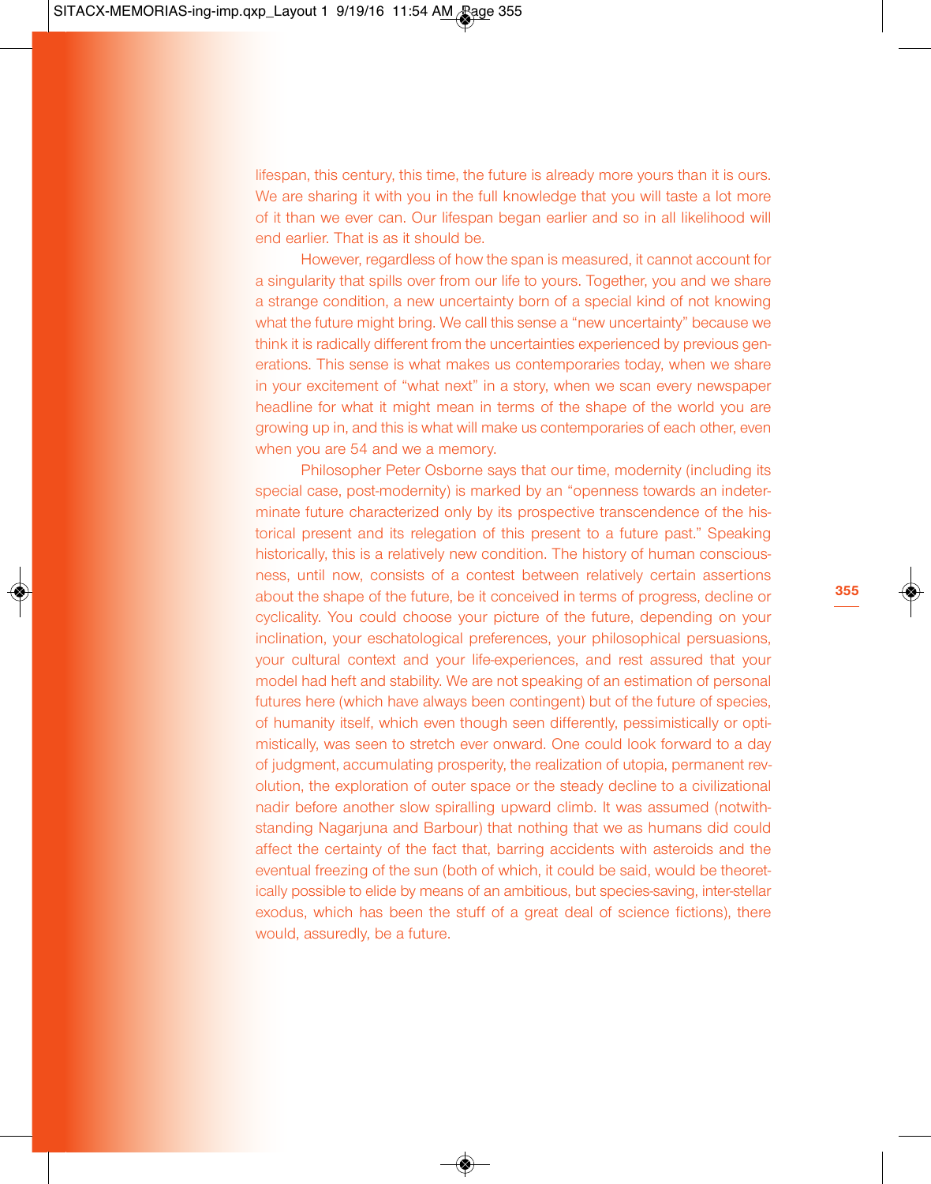lifespan, this century, this time, the future is already more yours than it is ours. We are sharing it with you in the full knowledge that you will taste a lot more of it than we ever can. Our lifespan began earlier and so in all likelihood will end earlier. That is as it should be.

However, regardless of how the span is measured, it cannot account for a singularity that spills over from our life to yours. Together, you and we share a strange condition, a new uncertainty born of a special kind of not knowing what the future might bring. We call this sense a "new uncertainty" because we think it is radically different from the uncertainties experienced by previous generations. This sense is what makes us contemporaries today, when we share in your excitement of "what next" in a story, when we scan every newspaper headline for what it might mean in terms of the shape of the world you are growing up in, and this is what will make us contemporaries of each other, even when you are 54 and we a memory.

Philosopher Peter Osborne says that our time, modernity (including its special case, post-modernity) is marked by an "openness towards an indeterminate future characterized only by its prospective transcendence of the historical present and its relegation of this present to a future past." Speaking historically, this is a relatively new condition. The history of human consciousness, until now, consists of a contest between relatively certain assertions about the shape of the future, be it conceived in terms of progress, decline or cyclicality. You could choose your picture of the future, depending on your inclination, your eschatological preferences, your philosophical persuasions, your cultural context and your life-experiences, and rest assured that your model had heft and stability. We are not speaking of an estimation of personal futures here (which have always been contingent) but of the future of species, of humanity itself, which even though seen differently, pessimistically or optimistically, was seen to stretch ever onward. One could look forward to a day of judgment, accumulating prosperity, the realization of utopia, permanent revolution, the exploration of outer space or the steady decline to a civilizational nadir before another slow spiralling upward climb. It was assumed (notwithstanding Nagarjuna and Barbour) that nothing that we as humans did could affect the certainty of the fact that, barring accidents with asteroids and the eventual freezing of the sun (both of which, it could be said, would be theoretically possible to elide by means of an ambitious, but species-saving, inter-stellar exodus, which has been the stuff of a great deal of science fictions), there would, assuredly, be a future.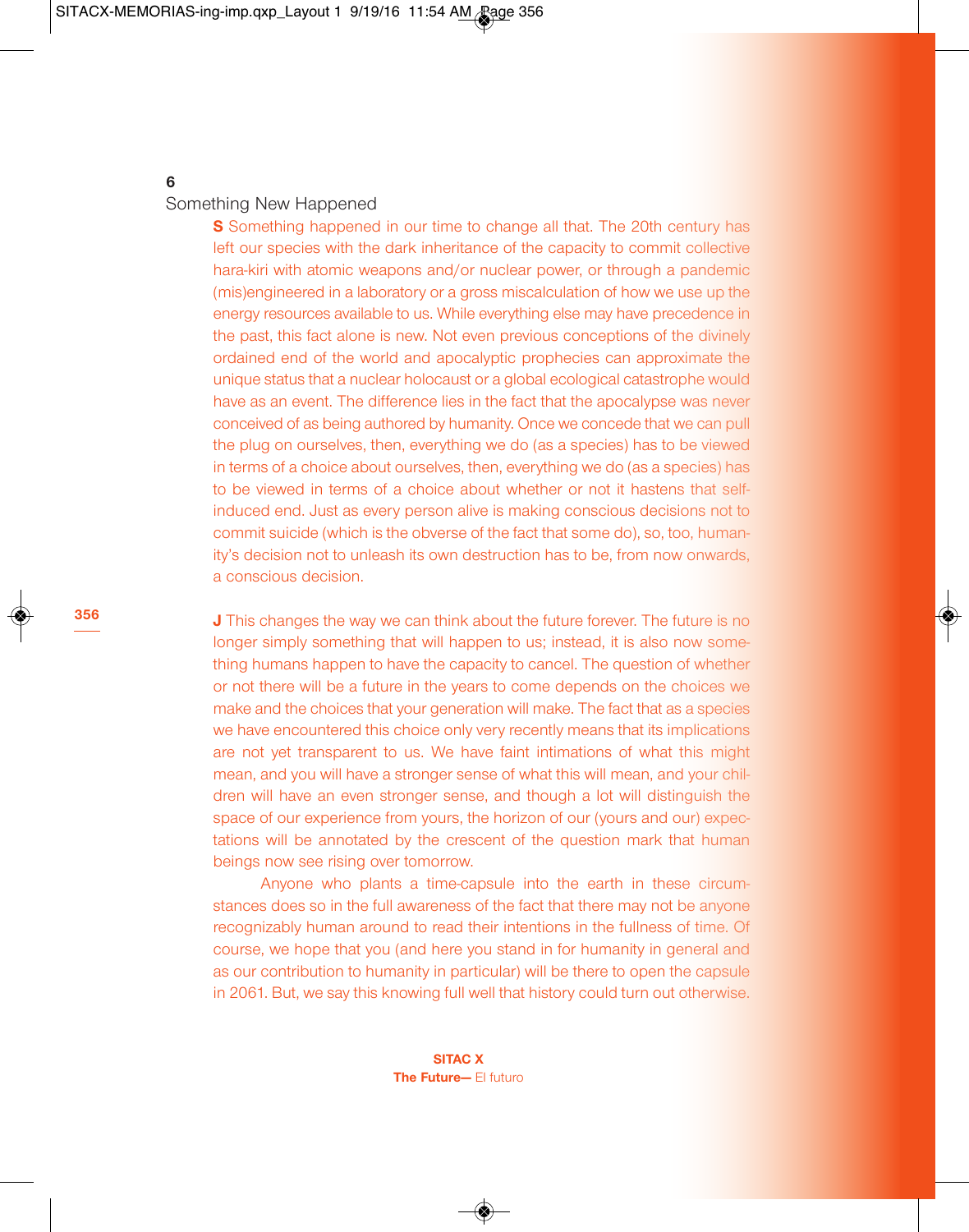**6**

Something New Happened

**S** Something happened in our time to change all that. The 20th century has left our species with the dark inheritance of the capacity to commit collective hara-kiri with atomic weapons and/or nuclear power, or through a pandemic (mis)engineered in a laboratory or a gross miscalculation of how we use up the energy resources available to us. While everything else may have precedence in the past, this fact alone is new. Not even previous conceptions of the divinely ordained end of the world and apocalyptic prophecies can approximate the unique status that a nuclear holocaust or a global ecological catastrophe would have as an event. The difference lies in the fact that the apocalypse was never conceived of as being authored by humanity. Once we concede that we can pull the plug on ourselves, then, everything we do (as a species) has to be viewed in terms of a choice about ourselves, then, everything we do (as a species) has to be viewed in terms of a choice about whether or not it hastens that self-induced end. Just as every person alive is making conscious decisions not to commit suicide (which is the obverse of the fact that some do), so, too, humanity's decision not to unleash its own destruction has to be, from now onwards, a conscious decision.

**J** This changes the way we can think about the future forever. The future is no longer simply something that will happen to us; instead, it is also now something humans happen to have the capacity to cancel. The question of whether or not there will be a future in the years to come depends on the choices we make and the choices that your generation will make. The fact that as a species we have encountered this choice only very recently means that its implications are not yet transparent to us. We have faint intimations of what this might mean, and you will have a stronger sense of what this will mean, and your children will have an even stronger sense, and though a lot will distinguish the space of our experience from yours, the horizon of our (yours and our) expectations will be annotated by the crescent of the question mark that human beings now see rising over tomorrow.

Anyone who plants a time-capsule into the earth in these circumstances does so in the full awareness of the fact that there may not be anyone recognizably human around to read their intentions in the fullness of time. Of course, we hope that you (and here you stand in for humanity in general and as our contribution to humanity in particular) will be there to open the capsule in 2061. But, we say this knowing full well that history could turn out otherwise.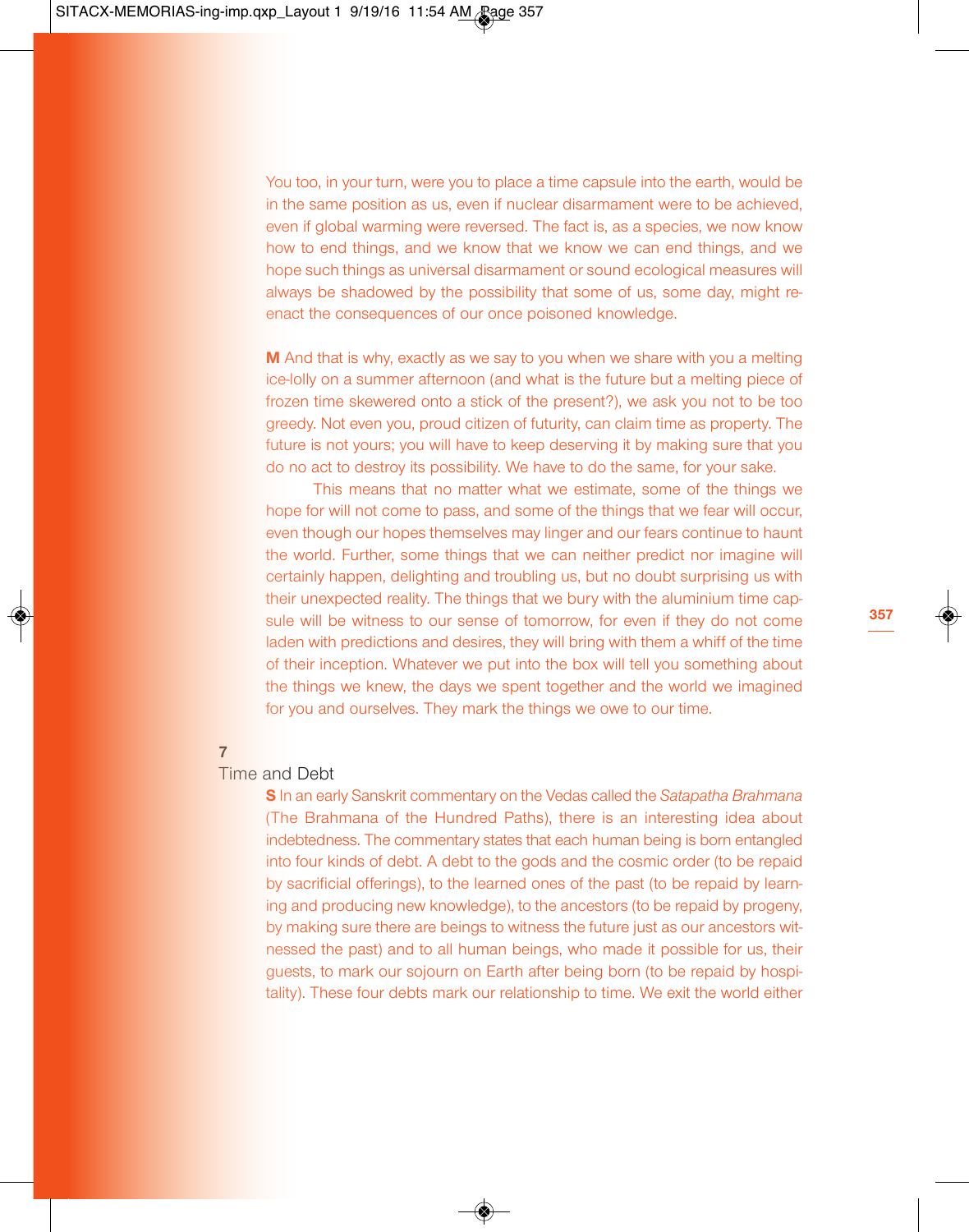You too, in your turn, were you to place a time capsule into the earth, would be in the same position as us, even if nuclear disarmament were to be achieved, even if global warming were reversed. The fact is, as a species, we now know how to end things, and we know that we know we can end things, and we hope such things as universal disarmament or sound ecological measures will always be shadowed by the possibility that some of us, some day, might re-enact the consequences of our once poisoned knowledge.

**M** And that is why, exactly as we say to you when we share with you a melting ice-lolly on a summer afternoon (and what is the future but a melting piece of frozen time skewered onto a stick of the present?), we ask you not to be too greedy. Not even you, proud citizen of futurity, can claim time as property. The future is not yours; you will have to keep deserving it by making sure that you do no act to destroy its possibility. We have to do the same, for your sake.

This means that no matter what we estimate, some of the things we hope for will not come to pass, and some of the things that we fear will occur, even though our hopes themselves may linger and our fears continue to haunt the world. Further, some things that we can neither predict nor imagine will certainly happen, delighting and troubling us, but no doubt surprising us with their unexpected reality. The things that we bury with the aluminium time capsule will be witness to our sense of tomorrow, for even if they do not come laden with predictions and desires, they will bring with them a whiff of the time of their inception. Whatever we put into the box will tell you something about the things we knew, the days we spent together and the world we imagined for you and ourselves. They mark the things we owe to our time.

## 7
## Time and Debt

**S** In an early Sanskrit commentary on the Vedas called the *Satapatha Brahmana* (The Brahmana of the Hundred Paths), there is an interesting idea about indebtedness. The commentary states that each human being is born entangled into four kinds of debt. A debt to the gods and the cosmic order (to be repaid by sacrificial offerings), to the learned ones of the past (to be repaid by learning and producing new knowledge), to the ancestors (to be repaid by progeny, by making sure there are beings to witness the future just as our ancestors witnessed the past) and to all human beings, who made it possible for us, their guests, to mark our sojourn on Earth after being born (to be repaid by hospitality). These four debts mark our relationship to time. We exit the world either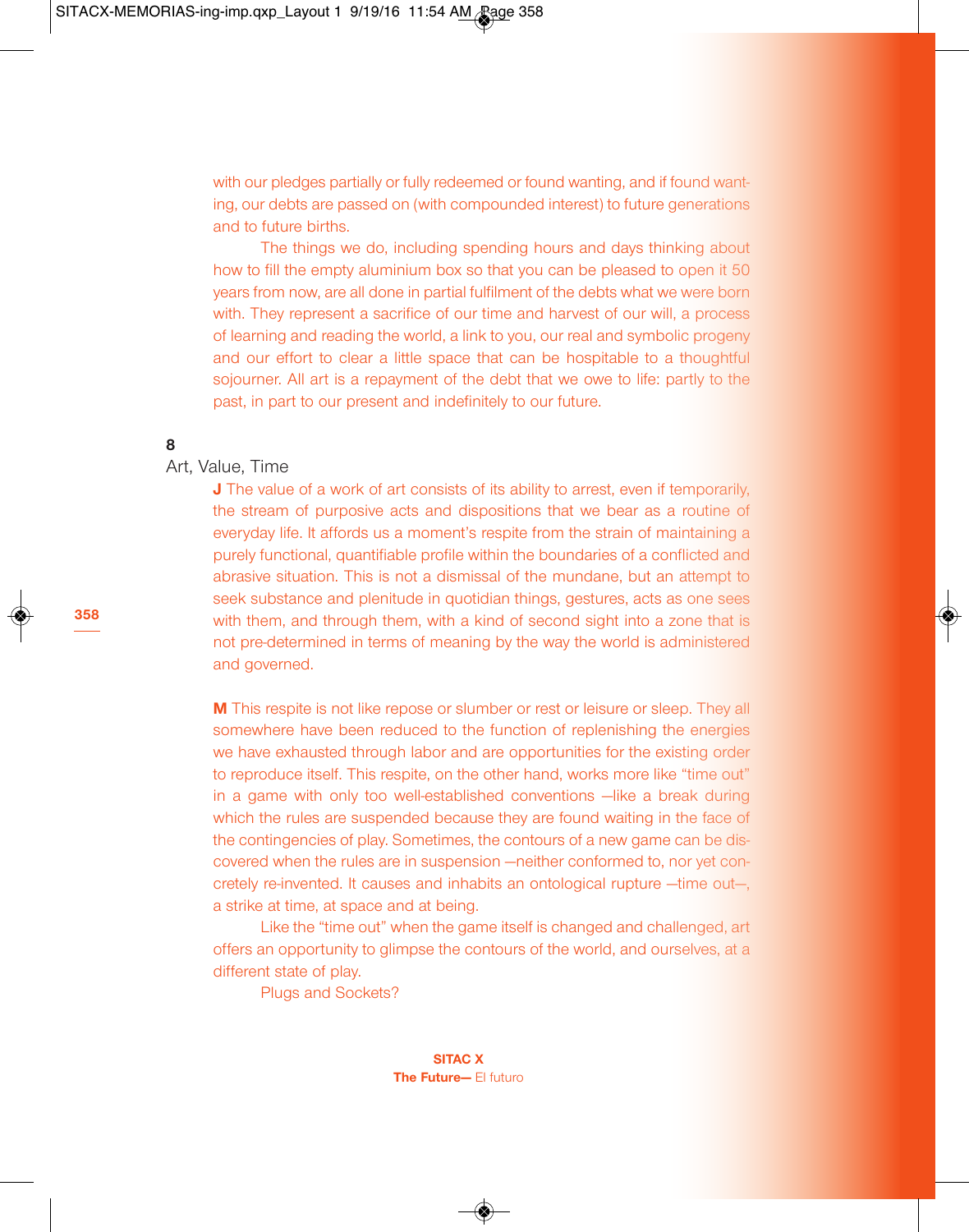with our pledges partially or fully redeemed or found wanting, and if found wanting, our debts are passed on (with compounded interest) to future generations and to future births.

The things we do, including spending hours and days thinking about how to fill the empty aluminium box so that you can be pleased to open it 50 years from now, are all done in partial fulfilment of the debts what we were born with. They represent a sacrifice of our time and harvest of our will, a process of learning and reading the world, a link to you, our real and symbolic progeny and our effort to clear a little space that can be hospitable to a thoughtful sojourner. All art is a repayment of the debt that we owe to life: partly to the past, in part to our present and indefinitely to our future.

## 8

## Art, Value, Time

**J** The value of a work of art consists of its ability to arrest, even if temporarily, the stream of purposive acts and dispositions that we bear as a routine of everyday life. It affords us a moment's respite from the strain of maintaining a purely functional, quantifiable profile within the boundaries of a conflicted and abrasive situation. This is not a dismissal of the mundane, but an attempt to seek substance and plenitude in quotidian things, gestures, acts as one sees with them, and through them, with a kind of second sight into a zone that is not pre-determined in terms of meaning by the way the world is administered and governed.

**M** This respite is not like repose or slumber or rest or leisure or sleep. They all somewhere have been reduced to the function of replenishing the energies we have exhausted through labor and are opportunities for the existing order to reproduce itself. This respite, on the other hand, works more like "time out" in a game with only too well-established conventions —like a break during which the rules are suspended because they are found waiting in the face of the contingencies of play. Sometimes, the contours of a new game can be discovered when the rules are in suspension —neither conformed to, nor yet concretely re-invented. It causes and inhabits an ontological rupture —time out—, a strike at time, at space and at being.

Like the "time out" when the game itself is changed and challenged, art offers an opportunity to glimpse the contours of the world, and ourselves, at a different state of play.

Plugs and Sockets?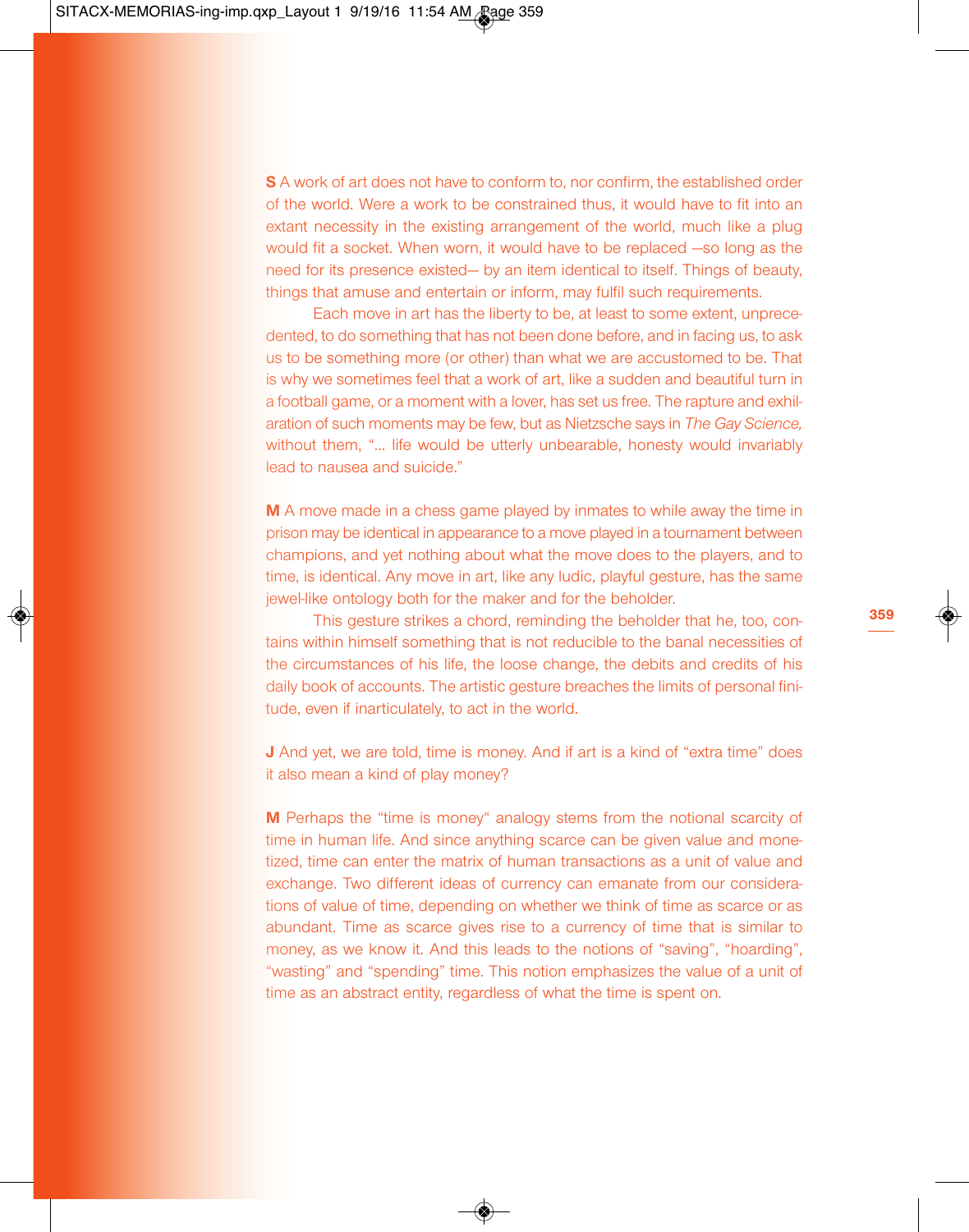**S** A work of art does not have to conform to, nor confirm, the established order of the world. Were a work to be constrained thus, it would have to fit into an extant necessity in the existing arrangement of the world, much like a plug would fit a socket. When worn, it would have to be replaced —so long as the need for its presence existed— by an item identical to itself. Things of beauty, things that amuse and entertain or inform, may fulfil such requirements.

Each move in art has the liberty to be, at least to some extent, unprecedented, to do something that has not been done before, and in facing us, to ask us to be something more (or other) than what we are accustomed to be. That is why we sometimes feel that a work of art, like a sudden and beautiful turn in a football game, or a moment with a lover, has set us free. The rapture and exhilaration of such moments may be few, but as Nietzsche says in *The Gay Science,* without them, "... life would be utterly unbearable, honesty would invariably lead to nausea and suicide."

**M** A move made in a chess game played by inmates to while away the time in prison may be identical in appearance to a move played in a tournament between champions, and yet nothing about what the move does to the players, and to time, is identical. Any move in art, like any ludic, playful gesture, has the same jewel-like ontology both for the maker and for the beholder.

This gesture strikes a chord, reminding the beholder that he, too, contains within himself something that is not reducible to the banal necessities of the circumstances of his life, the loose change, the debits and credits of his daily book of accounts. The artistic gesture breaches the limits of personal finitude, even if inarticulately, to act in the world.

**J** And yet, we are told, time is money. And if art is a kind of "extra time" does it also mean a kind of play money?

**M** Perhaps the "time is money" analogy stems from the notional scarcity of time in human life. And since anything scarce can be given value and monetized, time can enter the matrix of human transactions as a unit of value and exchange. Two different ideas of currency can emanate from our considerations of value of time, depending on whether we think of time as scarce or as abundant. Time as scarce gives rise to a currency of time that is similar to money, as we know it. And this leads to the notions of "saving", "hoarding", "wasting" and "spending" time. This notion emphasizes the value of a unit of time as an abstract entity, regardless of what the time is spent on.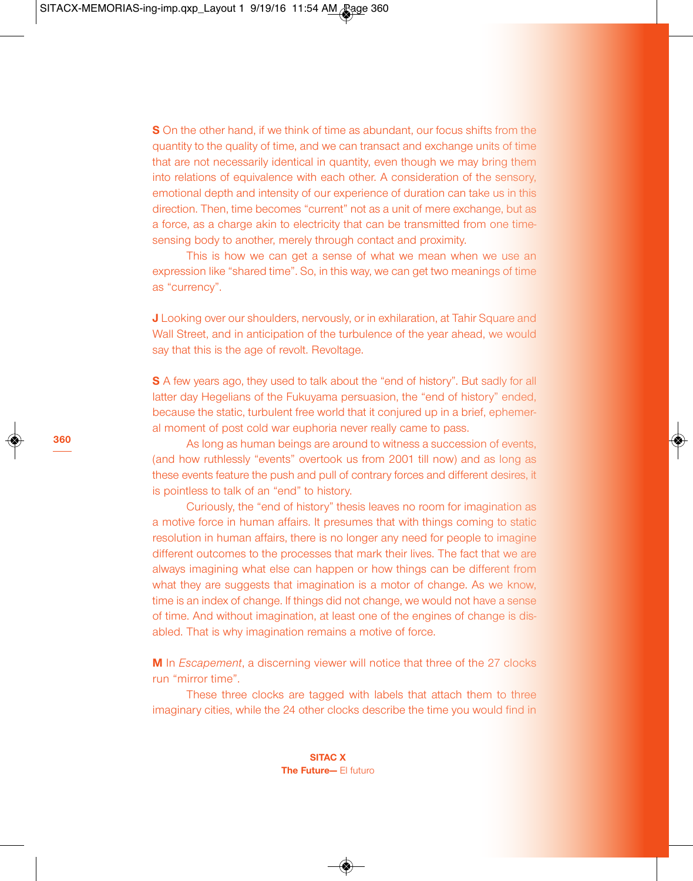**S** On the other hand, if we think of time as abundant, our focus shifts from the quantity to the quality of time, and we can transact and exchange units of time that are not necessarily identical in quantity, even though we may bring them into relations of equivalence with each other. A consideration of the sensory, emotional depth and intensity of our experience of duration can take us in this direction. Then, time becomes "current" not as a unit of mere exchange, but as a force, as a charge akin to electricity that can be transmitted from one time-sensing body to another, merely through contact and proximity.

This is how we can get a sense of what we mean when we use an expression like "shared time". So, in this way, we can get two meanings of time as "currency".

**J** Looking over our shoulders, nervously, or in exhilaration, at Tahir Square and Wall Street, and in anticipation of the turbulence of the year ahead, we would say that this is the age of revolt. Revoltage.

**S** A few years ago, they used to talk about the "end of history". But sadly for all latter day Hegelians of the Fukuyama persuasion, the "end of history" ended, because the static, turbulent free world that it conjured up in a brief, ephemeral moment of post cold war euphoria never really came to pass.

As long as human beings are around to witness a succession of events, (and how ruthlessly "events" overtook us from 2001 till now) and as long as these events feature the push and pull of contrary forces and different desires, it is pointless to talk of an "end" to history.

Curiously, the "end of history" thesis leaves no room for imagination as a motive force in human affairs. It presumes that with things coming to static resolution in human affairs, there is no longer any need for people to imagine different outcomes to the processes that mark their lives. The fact that we are always imagining what else can happen or how things can be different from what they are suggests that imagination is a motor of change. As we know, time is an index of change. If things did not change, we would not have a sense of time. And without imagination, at least one of the engines of change is disabled. That is why imagination remains a motive of force.

**M** In *Escapement*, a discerning viewer will notice that three of the 27 clocks run "mirror time".

These three clocks are tagged with labels that attach them to three imaginary cities, while the 24 other clocks describe the time you would find in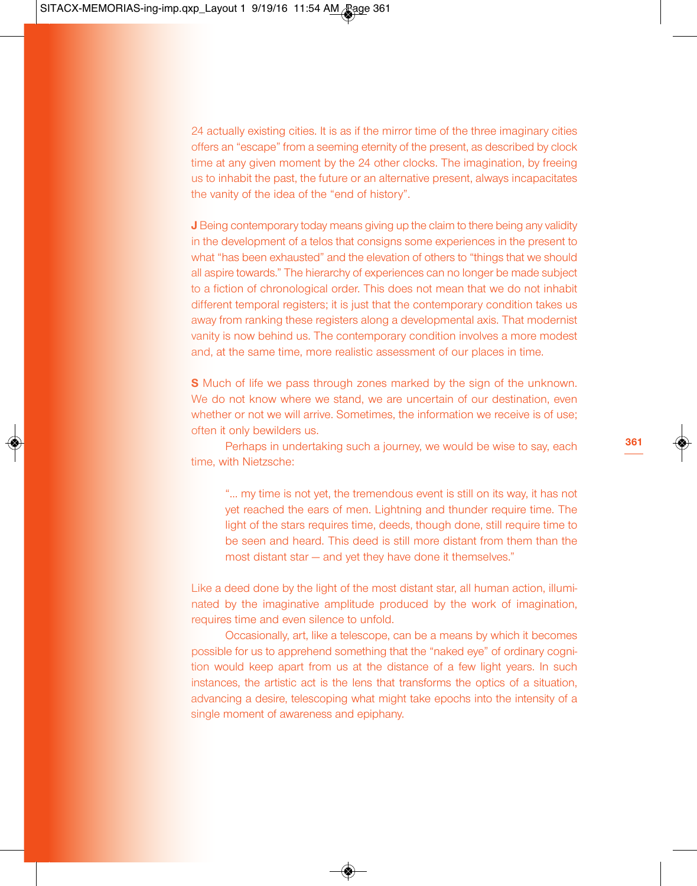24 actually existing cities. It is as if the mirror time of the three imaginary cities offers an “escape” from a seeming eternity of the present, as described by clock time at any given moment by the 24 other clocks. The imagination, by freeing us to inhabit the past, the future or an alternative present, always incapacitates the vanity of the idea of the “end of history”.

**J** Being contemporary today means giving up the claim to there being any validity in the development of a telos that consigns some experiences in the present to what “has been exhausted” and the elevation of others to “things that we should all aspire towards.” The hierarchy of experiences can no longer be made subject to a fiction of chronological order. This does not mean that we do not inhabit different temporal registers; it is just that the contemporary condition takes us away from ranking these registers along a developmental axis. That modernist vanity is now behind us. The contemporary condition involves a more modest and, at the same time, more realistic assessment of our places in time.

**S** Much of life we pass through zones marked by the sign of the unknown. We do not know where we stand, we are uncertain of our destination, even whether or not we will arrive. Sometimes, the information we receive is of use; often it only bewilders us.

Perhaps in undertaking such a journey, we would be wise to say, each time, with Nietzsche:

> “... my time is not yet, the tremendous event is still on its way, it has not yet reached the ears of men. Lightning and thunder require time. The light of the stars requires time, deeds, though done, still require time to be seen and heard. This deed is still more distant from them than the most distant star — and yet they have done it themselves.”

Like a deed done by the light of the most distant star, all human action, illuminated by the imaginative amplitude produced by the work of imagination, requires time and even silence to unfold.

Occasionally, art, like a telescope, can be a means by which it becomes possible for us to apprehend something that the “naked eye” of ordinary cognition would keep apart from us at the distance of a few light years. In such instances, the artistic act is the lens that transforms the optics of a situation, advancing a desire, telescoping what might take epochs into the intensity of a single moment of awareness and epiphany.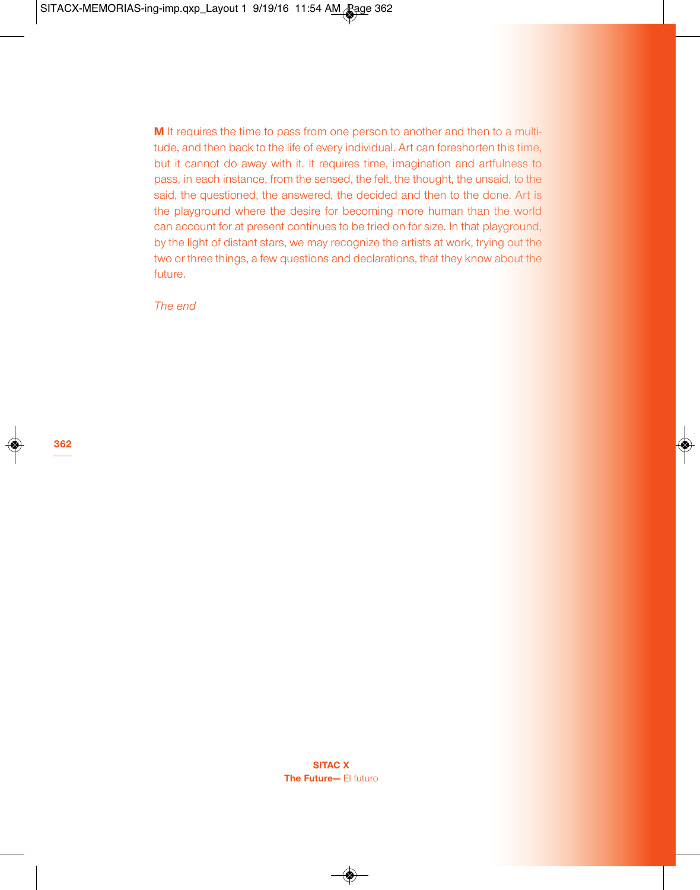**M** It requires the time to pass from one person to another and then to a multitude, and then back to the life of every individual. Art can foreshorten this time, but it cannot do away with it. It requires time, imagination and artfulness to pass, in each instance, from the sensed, the felt, the thought, the unsaid, to the said, the questioned, the answered, the decided and then to the done. Art is the playground where the desire for becoming more human than the world can account for at present continues to be tried on for size. In that playground, by the light of distant stars, we may recognize the artists at work, trying out the two or three things, a few questions and declarations, that they know about the future.

*The end*